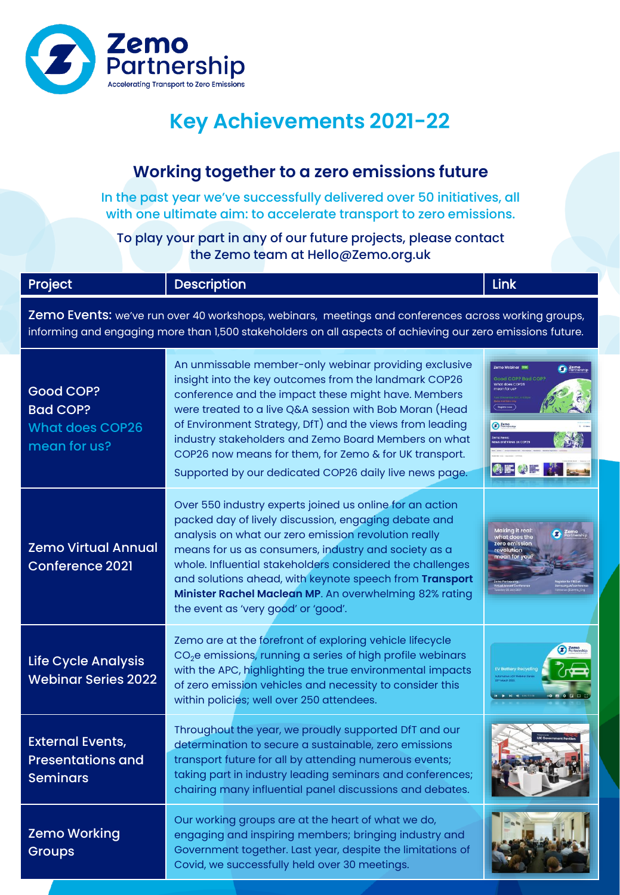**Zemo Partnership**
Accelerating Transport to Zero Emissions

# Key Achievements 2021-22

## Working together to a zero emissions future

In the past year we've successfully delivered over 50 initiatives, all with one ultimate aim: to accelerate transport to zero emissions.

To play your part in any of our future projects, please contact the Zemo team at Hello@Zemo.org.uk

| Project | Description | Link |
|---|---|---|
| **Zemo Events:** we've run over 40 workshops, webinars, meetings and conferences across working groups, informing and engaging more than 1,500 stakeholders on all aspects of achieving our zero emissions future. | | |
| Good COP? Bad COP? What does COP26 mean for us? | An unmissable member-only webinar providing exclusive insight into the key outcomes from the landmark COP26 conference and the impact these might have. Members were treated to a live Q&A session with Bob Moran (Head of Environment Strategy, DfT) and the views from leading industry stakeholders and Zemo Board Members on what COP26 now means for them, for Zemo & for UK transport. Supported by our dedicated COP26 daily live news page. | |
| Zemo Virtual Annual Conference 2021 | Over 550 industry experts joined us online for an action packed day of lively discussion, engaging debate and analysis on what our zero emission revolution really means for us as consumers, industry and society as a whole. Influential stakeholders considered the challenges and solutions ahead, with keynote speech from **Transport Minister Rachel Maclean MP**. An overwhelming 82% rating the event as 'very good' or 'good'. | |
| Life Cycle Analysis Webinar Series 2022 | Zemo are at the forefront of exploring vehicle lifecycle $CO_2e$ emissions, running a series of high profile webinars with the APC, highlighting the true environmental impacts of zero emission vehicles and necessity to consider this within policies; well over 250 attendees. | |
| External Events, Presentations and Seminars | Throughout the year, we proudly supported DfT and our determination to secure a sustainable, zero emissions transport future for all by attending numerous events; taking part in industry leading seminars and conferences; chairing many influential panel discussions and debates. | |
| Zemo Working Groups | Our working groups are at the heart of what we do, engaging and inspiring members; bringing industry and Government together. Last year, despite the limitations of Covid, we successfully held over 30 meetings. | |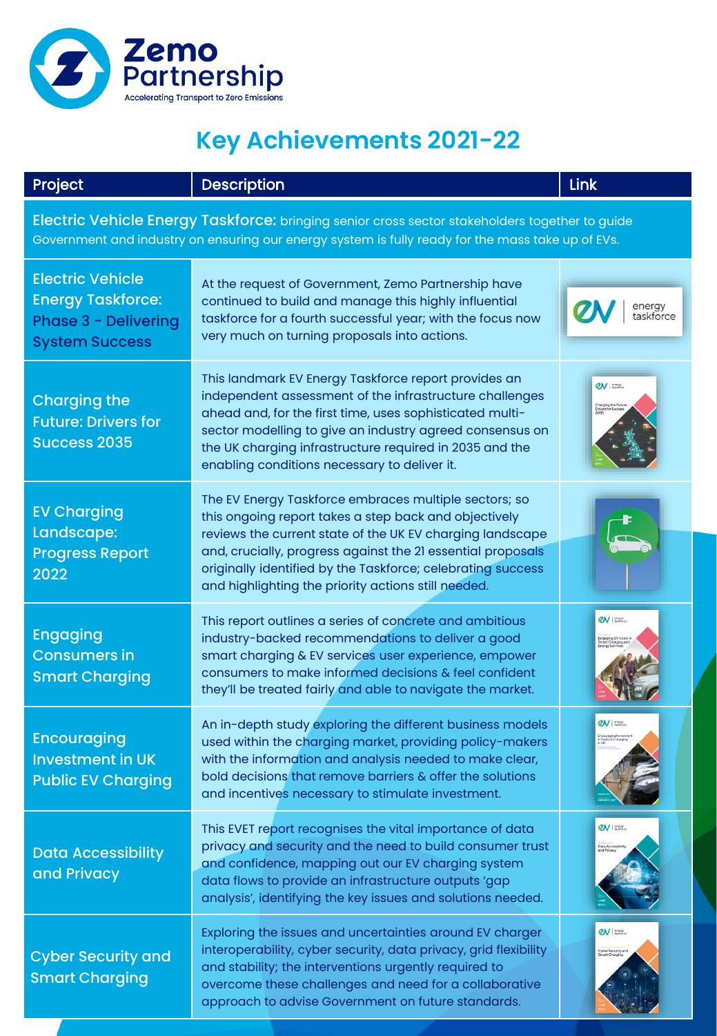Zemo Partnership
Accelerating Transport to Zero Emissions

# Key Achievements 2021-22

| Project | Description | Link |
|---|---|---|
| **Electric Vehicle Energy Taskforce:** bringing senior cross sector stakeholders together to guide Government and industry on ensuring our energy system is fully ready for the mass take up of EVs. | | |
| Electric Vehicle Energy Taskforce: Phase 3 - Delivering System Success | At the request of Government, Zemo Partnership have continued to build and manage this highly influential taskforce for a fourth successful year; with the focus now very much on turning proposals into actions. | ev energy taskforce |
| Charging the Future: Drivers for Success 2035 | This landmark EV Energy Taskforce report provides an independent assessment of the infrastructure challenges ahead and, for the first time, uses sophisticated multi-sector modelling to give an industry agreed consensus on the UK charging infrastructure required in 2035 and the enabling conditions necessary to deliver it. | |
| EV Charging Landscape: Progress Report 2022 | The EV Energy Taskforce embraces multiple sectors; so this ongoing report takes a step back and objectively reviews the current state of the UK EV charging landscape and, crucially, progress against the 21 essential proposals originally identified by the Taskforce; celebrating success and highlighting the priority actions still needed. | |
| Engaging Consumers in Smart Charging | This report outlines a series of concrete and ambitious industry-backed recommendations to deliver a good smart charging & EV services user experience, empower consumers to make informed decisions & feel confident they'll be treated fairly and able to navigate the market. | |
| Encouraging Investment in UK Public EV Charging | An in-depth study exploring the different business models used within the charging market, providing policy-makers with the information and analysis needed to make clear, bold decisions that remove barriers & offer the solutions and incentives necessary to stimulate investment. | |
| Data Accessibility and Privacy | This EVET report recognises the vital importance of data privacy and security and the need to build consumer trust and confidence, mapping out our EV charging system data flows to provide an infrastructure outputs 'gap analysis', identifying the key issues and solutions needed. | |
| Cyber Security and Smart Charging | Exploring the issues and uncertainties around EV charger interoperability, cyber security, data privacy, grid flexibility and stability; the interventions urgently required to overcome these challenges and need for a collaborative approach to advise Government on future standards. | |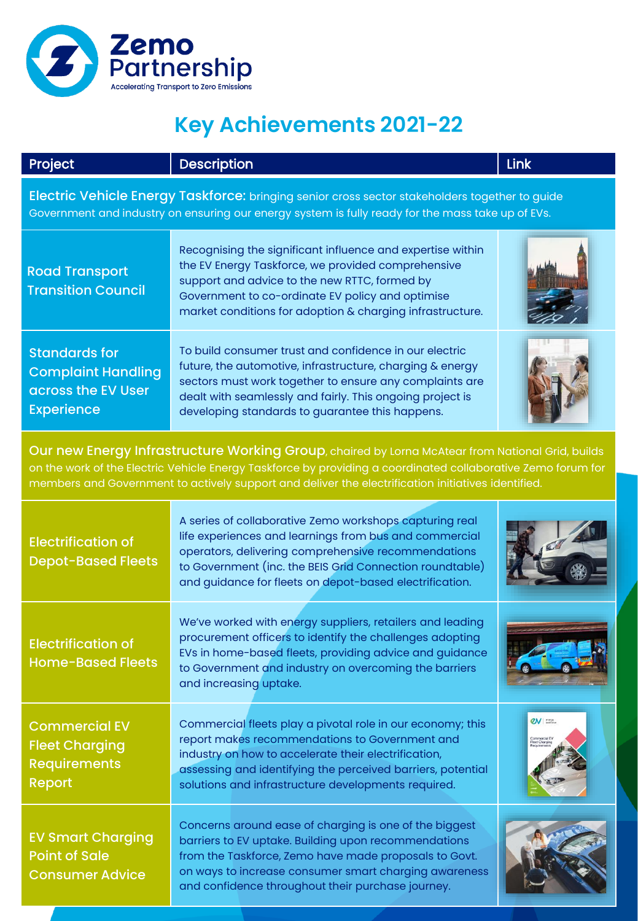# Key Achievements 2021-22

| Project | Description | Link |
|---|---|---|
| **Electric Vehicle Energy Taskforce:** bringing senior cross sector stakeholders together to guide Government and industry on ensuring our energy system is fully ready for the mass take up of EVs. | | |
| Road Transport Transition Council | Recognising the significant influence and expertise within the EV Energy Taskforce, we provided comprehensive support and advice to the new RTTC, formed by Government to co-ordinate EV policy and optimise market conditions for adoption & charging infrastructure. | |
| Standards for Complaint Handling across the EV User Experience | To build consumer trust and confidence in our electric future, the automotive, infrastructure, charging & energy sectors must work together to ensure any complaints are dealt with seamlessly and fairly. This ongoing project is developing standards to guarantee this happens. | |
| **Our new Energy Infrastructure Working Group**, chaired by Lorna McAtear from National Grid, builds on the work of the Electric Vehicle Energy Taskforce by providing a coordinated collaborative Zemo forum for members and Government to actively support and deliver the electrification initiatives identified. | | |
| Electrification of Depot-Based Fleets | A series of collaborative Zemo workshops capturing real life experiences and learnings from bus and commercial operators, delivering comprehensive recommendations to Government (inc. the BEIS Grid Connection roundtable) and guidance for fleets on depot-based electrification. | |
| Electrification of Home-Based Fleets | We've worked with energy suppliers, retailers and leading procurement officers to identify the challenges adopting EVs in home-based fleets, providing advice and guidance to Government and industry on overcoming the barriers and increasing uptake. | |
| Commercial EV Fleet Charging Requirements Report | Commercial fleets play a pivotal role in our economy; this report makes recommendations to Government and industry on how to accelerate their electrification, assessing and identifying the perceived barriers, potential solutions and infrastructure developments required. | |
| EV Smart Charging Point of Sale Consumer Advice | Concerns around ease of charging is one of the biggest barriers to EV uptake. Building upon recommendations from the Taskforce, Zemo have made proposals to Govt. on ways to increase consumer smart charging awareness and confidence throughout their purchase journey. | |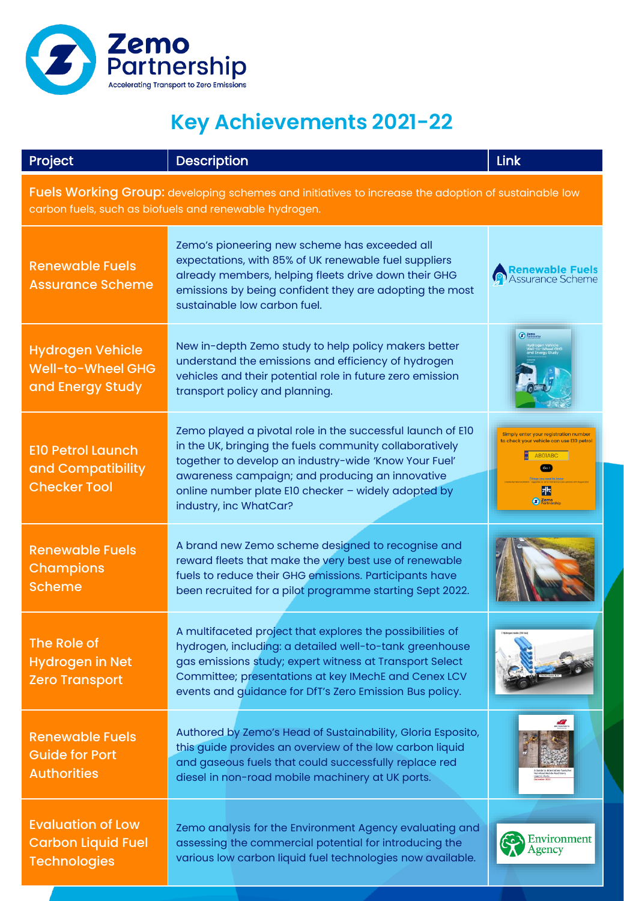Zemo Partnership

Accelerating Transport to Zero Emissions

# Key Achievements 2021-22

| Project | Description | Link |
|---|---|---|
| **Fuels Working Group:** developing schemes and initiatives to increase the adoption of sustainable low carbon fuels, such as biofuels and renewable hydrogen. | | |
| Renewable Fuels Assurance Scheme | Zemo's pioneering new scheme has exceeded all expectations, with 85% of UK renewable fuel suppliers already members, helping fleets drive down their GHG emissions by being confident they are adopting the most sustainable low carbon fuel. | Renewable Fuels Assurance Scheme |
| Hydrogen Vehicle Well-to-Wheel GHG and Energy Study | New in-depth Zemo study to help policy makers better understand the emissions and efficiency of hydrogen vehicles and their potential role in future zero emission transport policy and planning. | |
| E10 Petrol Launch and Compatibility Checker Tool | Zemo played a pivotal role in the successful launch of E10 in the UK, bringing the fuels community collaboratively together to develop an industry-wide 'Know Your Fuel' awareness campaign; and producing an innovative online number plate E10 checker – widely adopted by industry, inc WhatCar? | |
| Renewable Fuels Champions Scheme | A brand new Zemo scheme designed to recognise and reward fleets that make the very best use of renewable fuels to reduce their GHG emissions. Participants have been recruited for a pilot programme starting Sept 2022. | |
| The Role of Hydrogen in Net Zero Transport | A multifaceted project that explores the possibilities of hydrogen, including: a detailed well-to-tank greenhouse gas emissions study; expert witness at Transport Select Committee; presentations at key IMechE and Cenex LCV events and guidance for DfT's Zero Emission Bus policy. | |
| Renewable Fuels Guide for Port Authorities | Authored by Zemo's Head of Sustainability, Gloria Esposito, this guide provides an overview of the low carbon liquid and gaseous fuels that could successfully replace red diesel in non-road mobile machinery at UK ports. | |
| Evaluation of Low Carbon Liquid Fuel Technologies | Zemo analysis for the Environment Agency evaluating and assessing the commercial potential for introducing the various low carbon liquid fuel technologies now available. | Environment Agency |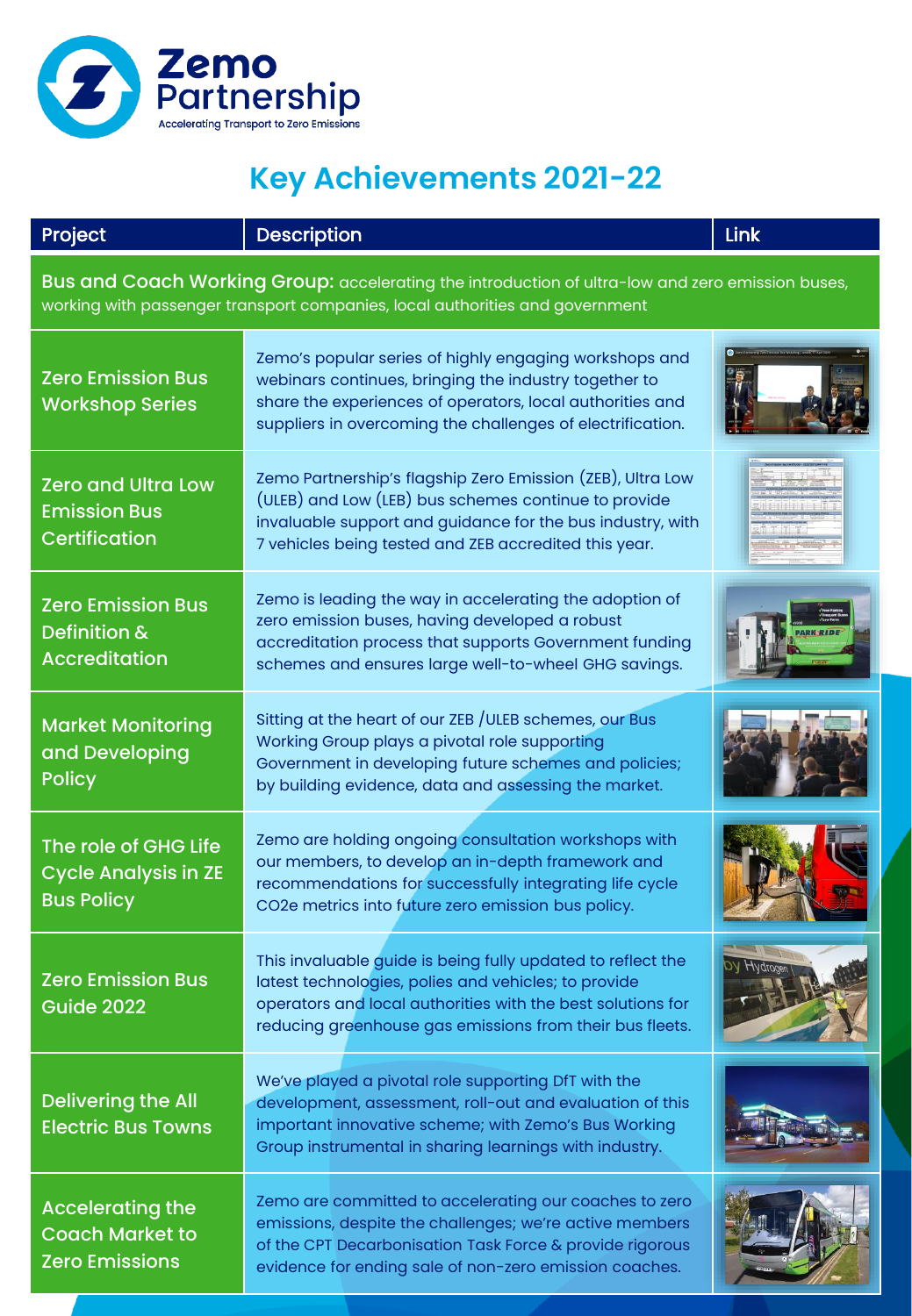# Key Achievements 2021-22

| Project | Description | Link |
| --- | --- | --- |
| **Bus and Coach Working Group:** accelerating the introduction of ultra-low and zero emission buses, working with passenger transport companies, local authorities and government | | |
| Zero Emission Bus Workshop Series | Zemo's popular series of highly engaging workshops and webinars continues, bringing the industry together to share the experiences of operators, local authorities and suppliers in overcoming the challenges of electrification. | |
| Zero and Ultra Low Emission Bus Certification | Zemo Partnership's flagship Zero Emission (ZEB), Ultra Low (ULEB) and Low (LEB) bus schemes continue to provide invaluable support and guidance for the bus industry, with 7 vehicles being tested and ZEB accredited this year. | |
| Zero Emission Bus Definition & Accreditation | Zemo is leading the way in accelerating the adoption of zero emission buses, having developed a robust accreditation process that supports Government funding schemes and ensures large well-to-wheel GHG savings. | |
| Market Monitoring and Developing Policy | Sitting at the heart of our ZEB /ULEB schemes, our Bus Working Group plays a pivotal role supporting Government in developing future schemes and policies; by building evidence, data and assessing the market. | |
| The role of GHG Life Cycle Analysis in ZE Bus Policy | Zemo are holding ongoing consultation workshops with our members, to develop an in-depth framework and recommendations for successfully integrating life cycle CO2e metrics into future zero emission bus policy. | |
| Zero Emission Bus Guide 2022 | This invaluable guide is being fully updated to reflect the latest technologies, polies and vehicles; to provide operators and local authorities with the best solutions for reducing greenhouse gas emissions from their bus fleets. | |
| Delivering the All Electric Bus Towns | We've played a pivotal role supporting DfT with the development, assessment, roll-out and evaluation of this important innovative scheme; with Zemo's Bus Working Group instrumental in sharing learnings with industry. | |
| Accelerating the Coach Market to Zero Emissions | Zemo are committed to accelerating our coaches to zero emissions, despite the challenges; we're active members of the CPT Decarbonisation Task Force & provide rigorous evidence for ending sale of non-zero emission coaches. | |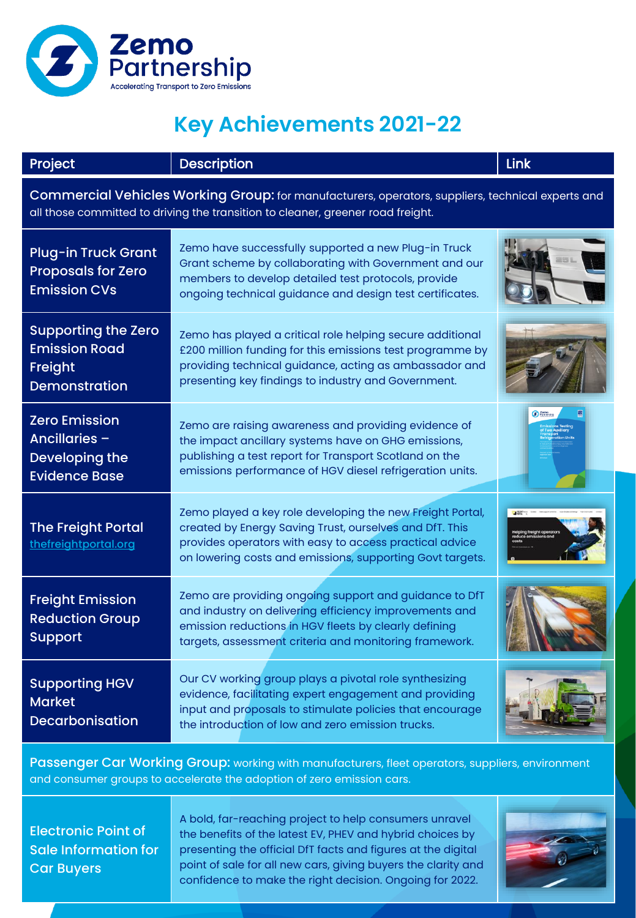Zemo Partnership

Accelerating Transport to Zero Emissions

# Key Achievements 2021-22

| Project | Description | Link |
|---|---|---|
| **Commercial Vehicles Working Group:** for manufacturers, operators, suppliers, technical experts and all those committed to driving the transition to cleaner, greener road freight. | | |
| Plug-in Truck Grant Proposals for Zero Emission CVs | Zemo have successfully supported a new Plug-in Truck Grant scheme by collaborating with Government and our members to develop detailed test protocols, provide ongoing technical guidance and design test certificates. | |
| Supporting the Zero Emission Road Freight Demonstration | Zemo has played a critical role helping secure additional £200 million funding for this emissions test programme by providing technical guidance, acting as ambassador and presenting key findings to industry and Government. | |
| Zero Emission Ancillaries – Developing the Evidence Base | Zemo are raising awareness and providing evidence of the impact ancillary systems have on GHG emissions, publishing a test report for Transport Scotland on the emissions performance of HGV diesel refrigeration units. | |
| The Freight Portal thefreightportal.org | Zemo played a key role developing the new Freight Portal, created by Energy Saving Trust, ourselves and DfT. This provides operators with easy to access practical advice on lowering costs and emissions, supporting Govt targets. | |
| Freight Emission Reduction Group Support | Zemo are providing ongoing support and guidance to DfT and industry on delivering efficiency improvements and emission reductions in HGV fleets by clearly defining targets, assessment criteria and monitoring framework. | |
| Supporting HGV Market Decarbonisation | Our CV working group plays a pivotal role synthesizing evidence, facilitating expert engagement and providing input and proposals to stimulate policies that encourage the introduction of low and zero emission trucks. | |
| **Passenger Car Working Group:** working with manufacturers, fleet operators, suppliers, environment and consumer groups to accelerate the adoption of zero emission cars. | | |
| Electronic Point of Sale Information for Car Buyers | A bold, far-reaching project to help consumers unravel the benefits of the latest EV, PHEV and hybrid choices by presenting the official DfT facts and figures at the digital point of sale for all new cars, giving buyers the clarity and confidence to make the right decision. Ongoing for 2022. | |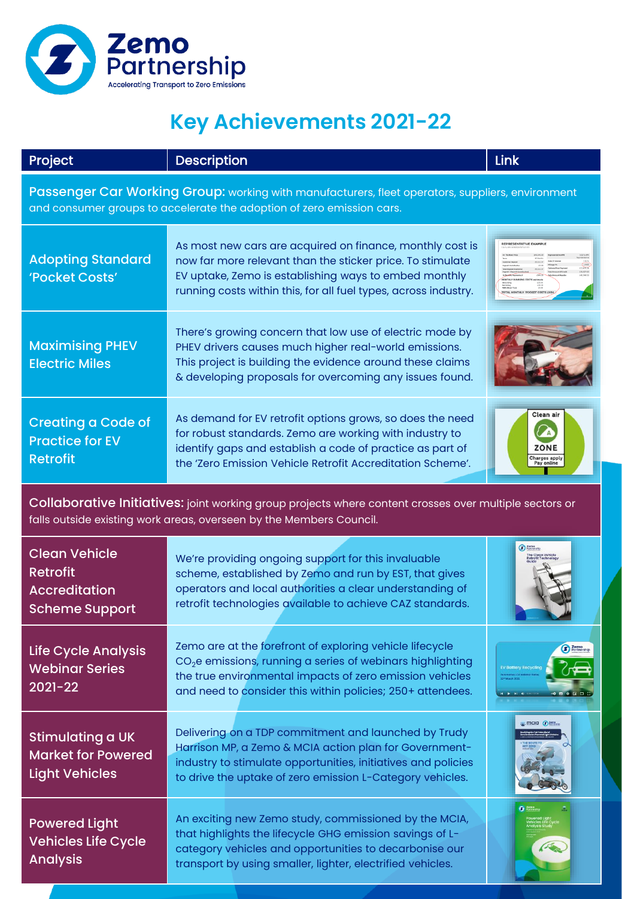Zemo Partnership

Accelerating Transport to Zero Emissions

# Key Achievements 2021-22

| Project | Description | Link |
|---|---|---|
| **Passenger Car Working Group:** working with manufacturers, fleet operators, suppliers, environment and consumer groups to accelerate the adoption of zero emission cars. | | |
| Adopting Standard 'Pocket Costs' | As most new cars are acquired on finance, monthly cost is now far more relevant than the sticker price. To stimulate EV uptake, Zemo is establishing ways to embed monthly running costs within this, for all fuel types, across industry. | |
| Maximising PHEV Electric Miles | There's growing concern that low use of electric mode by PHEV drivers causes much higher real-world emissions. This project is building the evidence around these claims & developing proposals for overcoming any issues found. | |
| Creating a Code of Practice for EV Retrofit | As demand for EV retrofit options grows, so does the need for robust standards. Zemo are working with industry to identify gaps and establish a code of practice as part of the 'Zero Emission Vehicle Retrofit Accreditation Scheme'. | |
| **Collaborative Initiatives:** joint working group projects where content crosses over multiple sectors or falls outside existing work areas, overseen by the Members Council. | | |
| Clean Vehicle Retrofit Accreditation Scheme Support | We're providing ongoing support for this invaluable scheme, established by Zemo and run by EST, that gives operators and local authorities a clear understanding of retrofit technologies available to achieve CAZ standards. | |
| Life Cycle Analysis Webinar Series 2021-22 | Zemo are at the forefront of exploring vehicle lifecycle $CO_2e$ emissions, running a series of webinars highlighting the true environmental impacts of zero emission vehicles and need to consider this within policies; 250+ attendees. | |
| Stimulating a UK Market for Powered Light Vehicles | Delivering on a TDP commitment and launched by Trudy Harrison MP, a Zemo & MCIA action plan for Government-industry to stimulate opportunities, initiatives and policies to drive the uptake of zero emission L-Category vehicles. | |
| Powered Light Vehicles Life Cycle Analysis | An exciting new Zemo study, commissioned by the MCIA, that highlights the lifecycle GHG emission savings of L-category vehicles and opportunities to decarbonise our transport by using smaller, lighter, electrified vehicles. | |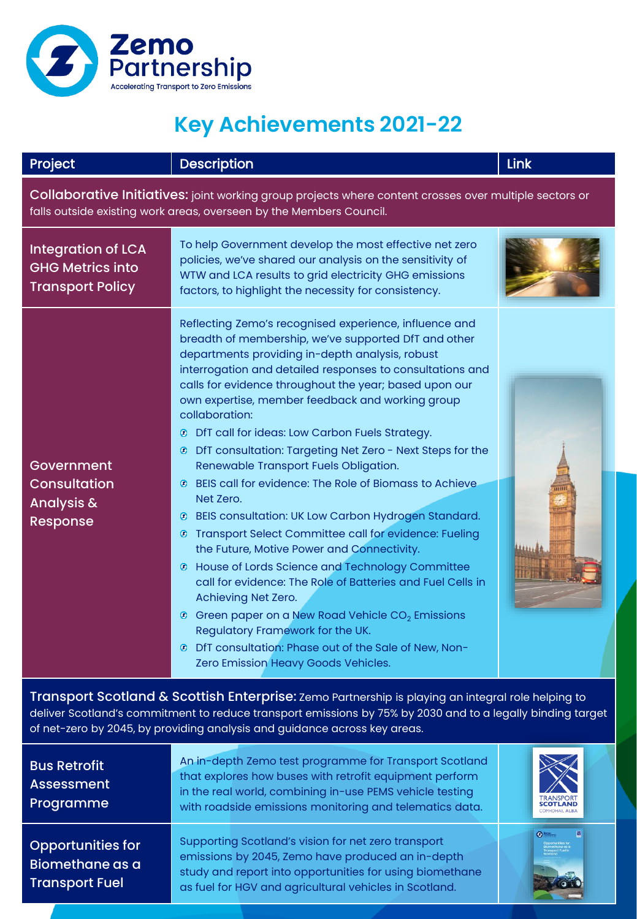Zemo Partnership
Accelerating Transport to Zero Emissions

# Key Achievements 2021-22

| Project | Description | Link |
|---|---|---|
| **Collaborative Initiatives:** joint working group projects where content crosses over multiple sectors or falls outside existing work areas, overseen by the Members Council. | | |
| Integration of LCA GHG Metrics into Transport Policy | To help Government develop the most effective net zero policies, we've shared our analysis on the sensitivity of WTW and LCA results to grid electricity GHG emissions factors, to highlight the necessity for consistency. | |
| Government Consultation Analysis & Response | Reflecting Zemo's recognised experience, influence and breadth of membership, we've supported DfT and other departments providing in-depth analysis, robust interrogation and detailed responses to consultations and calls for evidence throughout the year; based upon our own expertise, member feedback and working group collaboration:<br>• DfT call for ideas: Low Carbon Fuels Strategy.<br>• DfT consultation: Targeting Net Zero - Next Steps for the Renewable Transport Fuels Obligation.<br>• BEIS call for evidence: The Role of Biomass to Achieve Net Zero.<br>• BEIS consultation: UK Low Carbon Hydrogen Standard.<br>• Transport Select Committee call for evidence: Fueling the Future, Motive Power and Connectivity.<br>• House of Lords Science and Technology Committee call for evidence: The Role of Batteries and Fuel Cells in Achieving Net Zero.<br>• Green paper on a New Road Vehicle $CO_2$ Emissions Regulatory Framework for the UK.<br>• DfT consultation: Phase out of the Sale of New, Non-Zero Emission Heavy Goods Vehicles. | |
| **Transport Scotland & Scottish Enterprise:** Zemo Partnership is playing an integral role helping to deliver Scotland's commitment to reduce transport emissions by 75% by 2030 and to a legally binding target of net-zero by 2045, by providing analysis and guidance across key areas. | | |
| Bus Retrofit Assessment Programme | An in-depth Zemo test programme for Transport Scotland that explores how buses with retrofit equipment perform in the real world, combining in-use PEMS vehicle testing with roadside emissions monitoring and telematics data. | TRANSPORT SCOTLAND COMHDHAIL ALBA |
| Opportunities for Biomethane as a Transport Fuel | Supporting Scotland's vision for net zero transport emissions by 2045, Zemo have produced an in-depth study and report into opportunities for using biomethane as fuel for HGV and agricultural vehicles in Scotland. | |